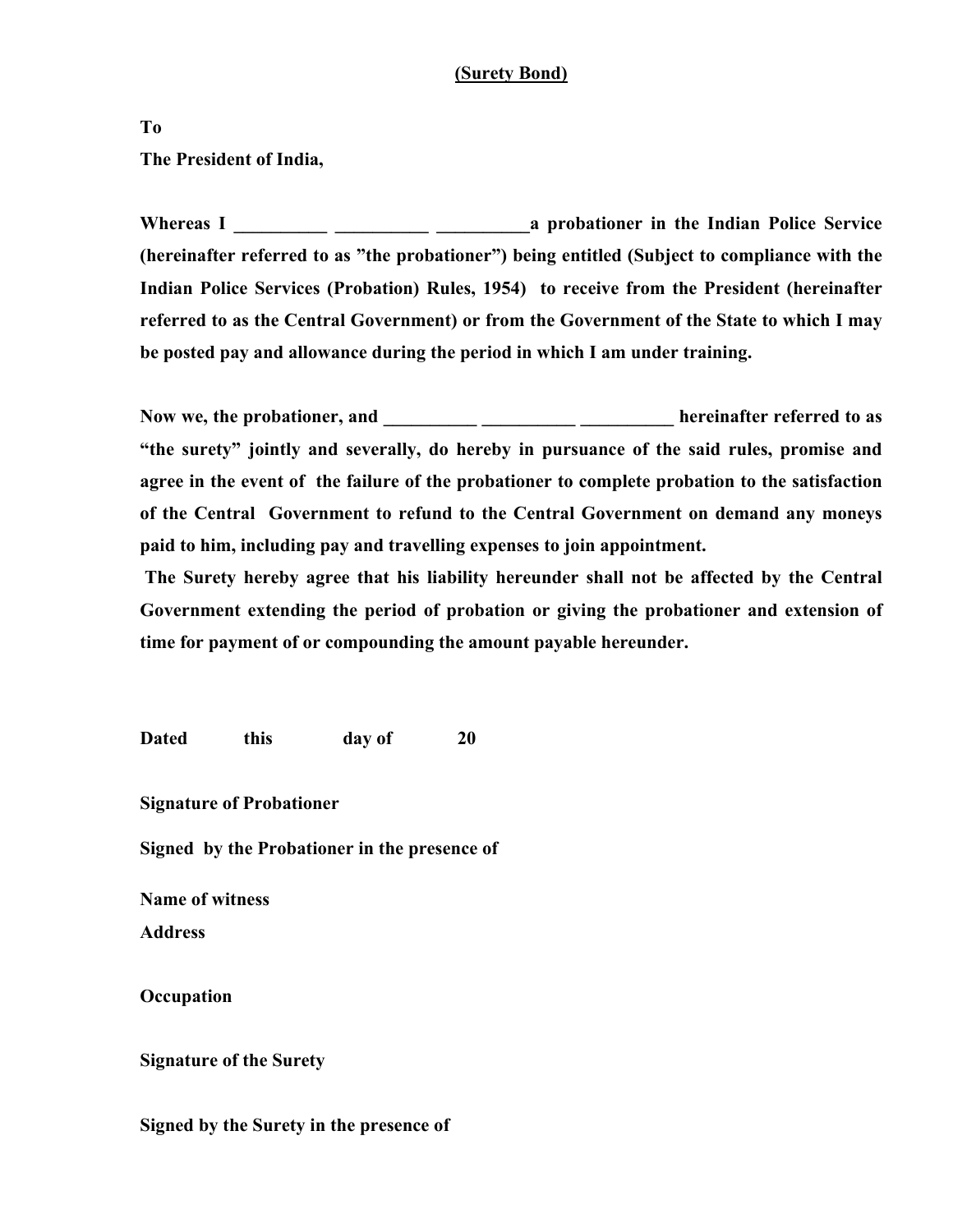**(Surety Bond)**

**To**

**The President of India,**

**Whereas I __________ __________ __________a probationer in the Indian Police Service (hereinafter referred to as "the probationer") being entitled (Subject to compliance with the Indian Police Services (Probation) Rules, 1954) to receive from the President (hereinafter referred to as the Central Government) or from the Government of the State to which I may be posted pay and allowance during the period in which I am under training.**

**Now we, the probationer, and __________ __________ __________ hereinafter referred to as "the surety" jointly and severally, do hereby in pursuance of the said rules, promise and agree in the event of the failure of the probationer to complete probation to the satisfaction of the Central Government to refund to the Central Government on demand any moneys paid to him, including pay and travelling expenses to join appointment.**

**The Surety hereby agree that his liability hereunder shall not be affected by the Central Government extending the period of probation or giving the probationer and extension of time for payment of or compounding the amount payable hereunder.**

**Dated this day of 20**

**Signature of Probationer**

**Signed by the Probationer in the presence of**

**Name of witness**

**Address**

**Occupation**

**Signature of the Surety**

**Signed by the Surety in the presence of**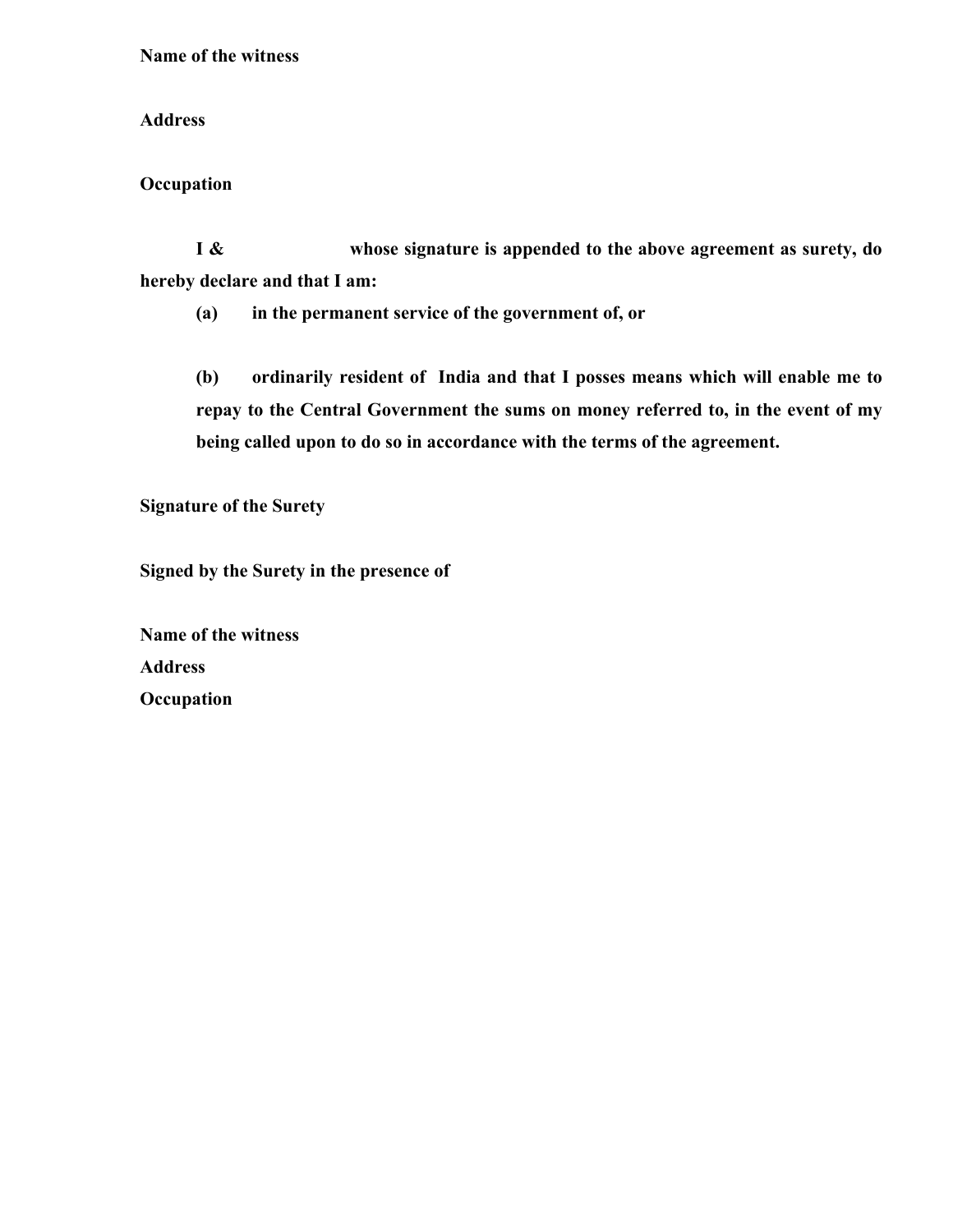**Name of the witness**

**Address**

**Occupation**

**I & whose signature is appended to the above agreement as surety, do hereby declare and that I am:**

**(a) in the permanent service of the government of, or**

**(b) ordinarily resident of India and that I posses means which will enable me to repay to the Central Government the sums on money referred to, in the event of my being called upon to do so in accordance with the terms of the agreement.**

**Signature of the Surety**

**Signed by the Surety in the presence of**

**Name of the witness**
**Address**
**Occupation**